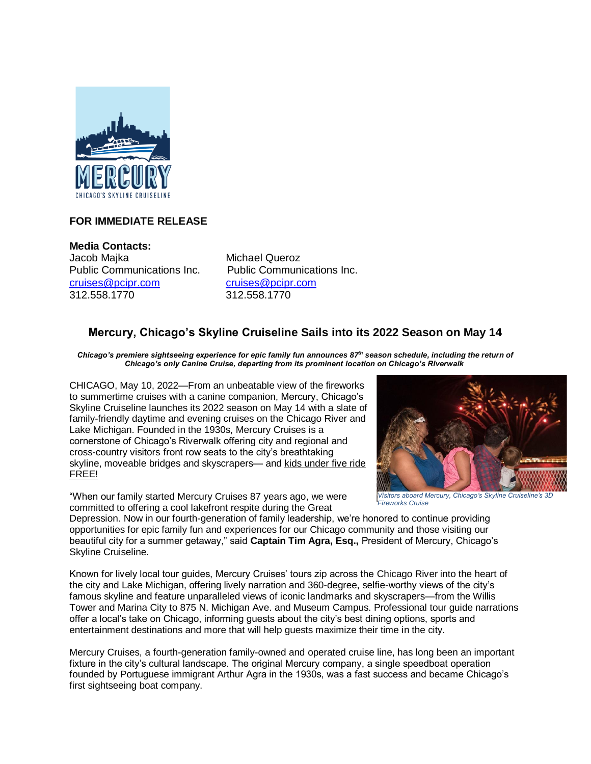**FOR IMMEDIATE RELEASE**

**Media Contacts:**

Jacob Majka
Public Communications Inc.
cruises@pcipr.com
312.558.1770

Michael Queroz
Public Communications Inc.
cruises@pcipr.com
312.558.1770

## Mercury, Chicago's Skyline Cruiseline Sails into its 2022 Season on May 14

***Chicago's premiere sightseeing experience for epic family fun announces 87th season schedule, including the return of Chicago's only Canine Cruise, departing from its prominent location on Chicago's RIverwalk***

CHICAGO, May 10, 2022—From an unbeatable view of the fireworks to summertime cruises with a canine companion, Mercury, Chicago's Skyline Cruiseline launches its 2022 season on May 14 with a slate of family-friendly daytime and evening cruises on the Chicago River and Lake Michigan. Founded in the 1930s, Mercury Cruises is a cornerstone of Chicago's Riverwalk offering city and regional and cross-country visitors front row seats to the city's breathtaking skyline, moveable bridges and skyscrapers— and kids under five ride FREE!

*Visitors aboard Mercury, Chicago's Skyline Cruiseline's 3D Fireworks Cruise*

"When our family started Mercury Cruises 87 years ago, we were committed to offering a cool lakefront respite during the Great Depression. Now in our fourth-generation of family leadership, we're honored to continue providing opportunities for epic family fun and experiences for our Chicago community and those visiting our beautiful city for a summer getaway," said **Captain Tim Agra, Esq.,** President of Mercury, Chicago's Skyline Cruiseline.

Known for lively local tour guides, Mercury Cruises' tours zip across the Chicago River into the heart of the city and Lake Michigan, offering lively narration and 360-degree, selfie-worthy views of the city's famous skyline and feature unparalleled views of iconic landmarks and skyscrapers—from the Willis Tower and Marina City to 875 N. Michigan Ave. and Museum Campus. Professional tour guide narrations offer a local's take on Chicago, informing guests about the city's best dining options, sports and entertainment destinations and more that will help guests maximize their time in the city.

Mercury Cruises, a fourth-generation family-owned and operated cruise line, has long been an important fixture in the city's cultural landscape. The original Mercury company, a single speedboat operation founded by Portuguese immigrant Arthur Agra in the 1930s, was a fast success and became Chicago's first sightseeing boat company.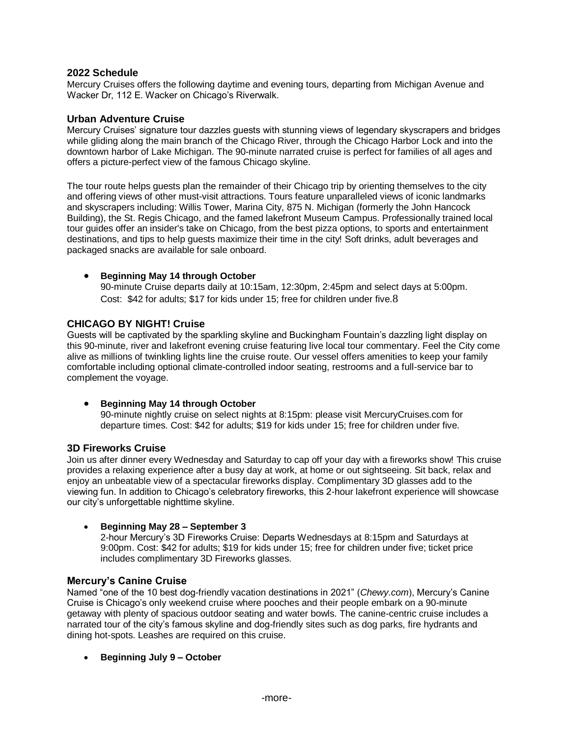## 2022 Schedule

Mercury Cruises offers the following daytime and evening tours, departing from Michigan Avenue and Wacker Dr, 112 E. Wacker on Chicago's Riverwalk.

### Urban Adventure Cruise

Mercury Cruises' signature tour dazzles guests with stunning views of legendary skyscrapers and bridges while gliding along the main branch of the Chicago River, through the Chicago Harbor Lock and into the downtown harbor of Lake Michigan. The 90-minute narrated cruise is perfect for families of all ages and offers a picture-perfect view of the famous Chicago skyline.

The tour route helps guests plan the remainder of their Chicago trip by orienting themselves to the city and offering views of other must-visit attractions. Tours feature unparalleled views of iconic landmarks and skyscrapers including: Willis Tower, Marina City, 875 N. Michigan (formerly the John Hancock Building), the St. Regis Chicago, and the famed lakefront Museum Campus. Professionally trained local tour guides offer an insider's take on Chicago, from the best pizza options, to sports and entertainment destinations, and tips to help guests maximize their time in the city! Soft drinks, adult beverages and packaged snacks are available for sale onboard.

- **Beginning May 14 through October**
  90-minute Cruise departs daily at 10:15am, 12:30pm, 2:45pm and select days at 5:00pm. Cost: $42 for adults; $17 for kids under 15; free for children under five.8

### CHICAGO BY NIGHT! Cruise

Guests will be captivated by the sparkling skyline and Buckingham Fountain's dazzling light display on this 90-minute, river and lakefront evening cruise featuring live local tour commentary. Feel the City come alive as millions of twinkling lights line the cruise route. Our vessel offers amenities to keep your family comfortable including optional climate-controlled indoor seating, restrooms and a full-service bar to complement the voyage.

- **Beginning May 14 through October**
  90-minute nightly cruise on select nights at 8:15pm: please visit MercuryCruises.com for departure times. Cost: $42 for adults; $19 for kids under 15; free for children under five.

### 3D Fireworks Cruise

Join us after dinner every Wednesday and Saturday to cap off your day with a fireworks show! This cruise provides a relaxing experience after a busy day at work, at home or out sightseeing. Sit back, relax and enjoy an unbeatable view of a spectacular fireworks display. Complimentary 3D glasses add to the viewing fun. In addition to Chicago's celebratory fireworks, this 2-hour lakefront experience will showcase our city's unforgettable nighttime skyline.

- **Beginning May 28 – September 3**
  2-hour Mercury's 3D Fireworks Cruise: Departs Wednesdays at 8:15pm and Saturdays at 9:00pm. Cost: $42 for adults; $19 for kids under 15; free for children under five; ticket price includes complimentary 3D Fireworks glasses.

### Mercury's Canine Cruise

Named "one of the 10 best dog-friendly vacation destinations in 2021" (*Chewy.com*), Mercury's Canine Cruise is Chicago's only weekend cruise where pooches and their people embark on a 90-minute getaway with plenty of spacious outdoor seating and water bowls. The canine-centric cruise includes a narrated tour of the city's famous skyline and dog-friendly sites such as dog parks, fire hydrants and dining hot-spots. Leashes are required on this cruise.

- **Beginning July 9 – October**

-more-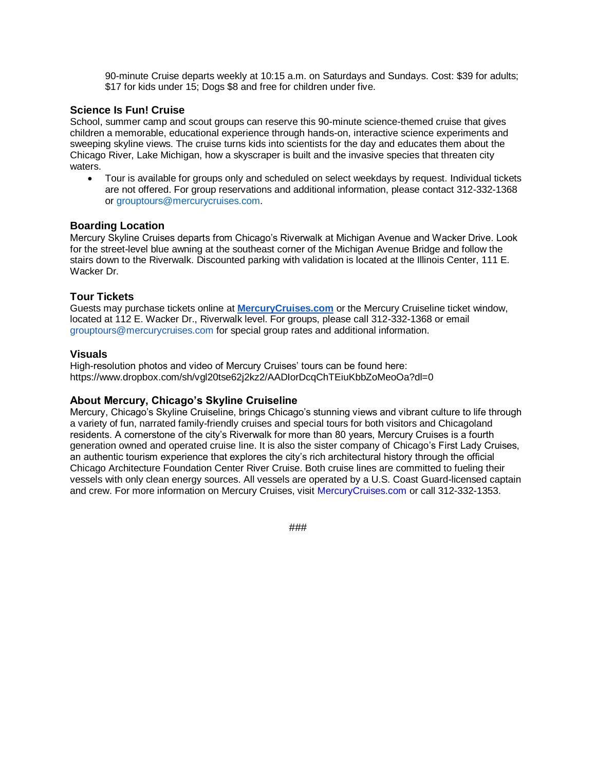90-minute Cruise departs weekly at 10:15 a.m. on Saturdays and Sundays. Cost: $39 for adults; $17 for kids under 15; Dogs $8 and free for children under five.

**Science Is Fun! Cruise**

School, summer camp and scout groups can reserve this 90-minute science-themed cruise that gives children a memorable, educational experience through hands-on, interactive science experiments and sweeping skyline views. The cruise turns kids into scientists for the day and educates them about the Chicago River, Lake Michigan, how a skyscraper is built and the invasive species that threaten city waters.

- Tour is available for groups only and scheduled on select weekdays by request. Individual tickets are not offered. For group reservations and additional information, please contact 312-332-1368 or grouptours@mercurycruises.com.

**Boarding Location**

Mercury Skyline Cruises departs from Chicago's Riverwalk at Michigan Avenue and Wacker Drive. Look for the street-level blue awning at the southeast corner of the Michigan Avenue Bridge and follow the stairs down to the Riverwalk. Discounted parking with validation is located at the Illinois Center, 111 E. Wacker Dr.

**Tour Tickets**

Guests may purchase tickets online at **MercuryCruises.com** or the Mercury Cruiseline ticket window, located at 112 E. Wacker Dr., Riverwalk level. For groups, please call 312-332-1368 or email grouptours@mercurycruises.com for special group rates and additional information.

**Visuals**

High-resolution photos and video of Mercury Cruises' tours can be found here: https://www.dropbox.com/sh/vgl20tse62j2kz2/AADIorDcqChTEiuKbbZoMeoOa?dl=0

**About Mercury, Chicago's Skyline Cruiseline**

Mercury, Chicago's Skyline Cruiseline, brings Chicago's stunning views and vibrant culture to life through a variety of fun, narrated family-friendly cruises and special tours for both visitors and Chicagoland residents. A cornerstone of the city's Riverwalk for more than 80 years, Mercury Cruises is a fourth generation owned and operated cruise line. It is also the sister company of Chicago's First Lady Cruises, an authentic tourism experience that explores the city's rich architectural history through the official Chicago Architecture Foundation Center River Cruise. Both cruise lines are committed to fueling their vessels with only clean energy sources. All vessels are operated by a U.S. Coast Guard-licensed captain and crew. For more information on Mercury Cruises, visit MercuryCruises.com or call 312-332-1353.

###